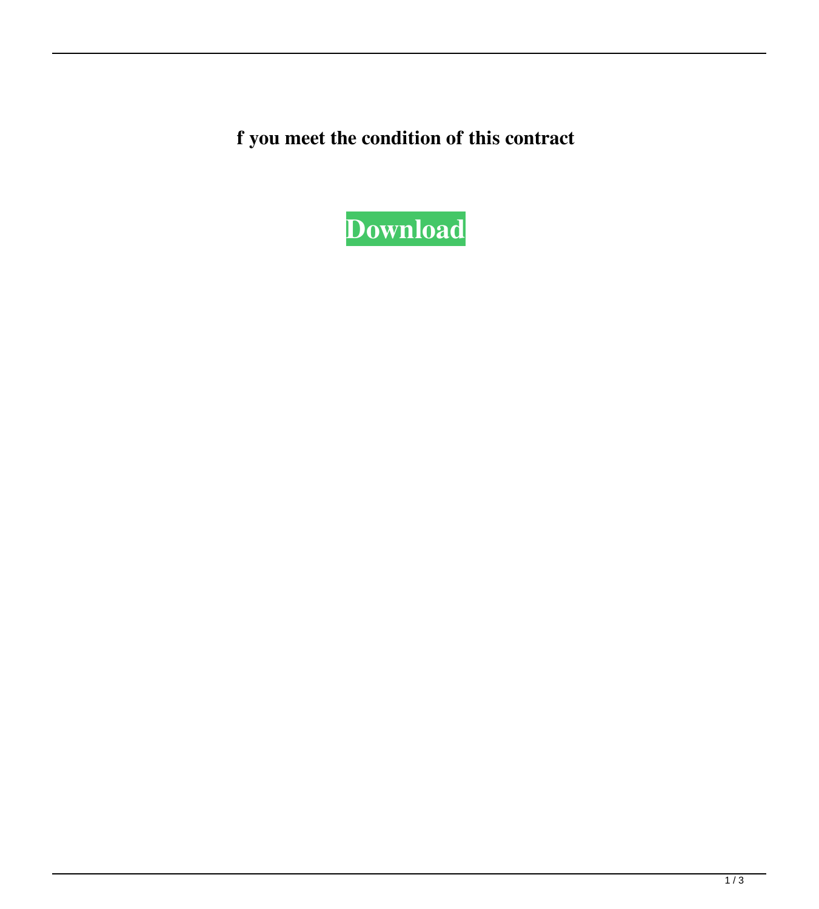**f you meet the condition of this contract**

**Download**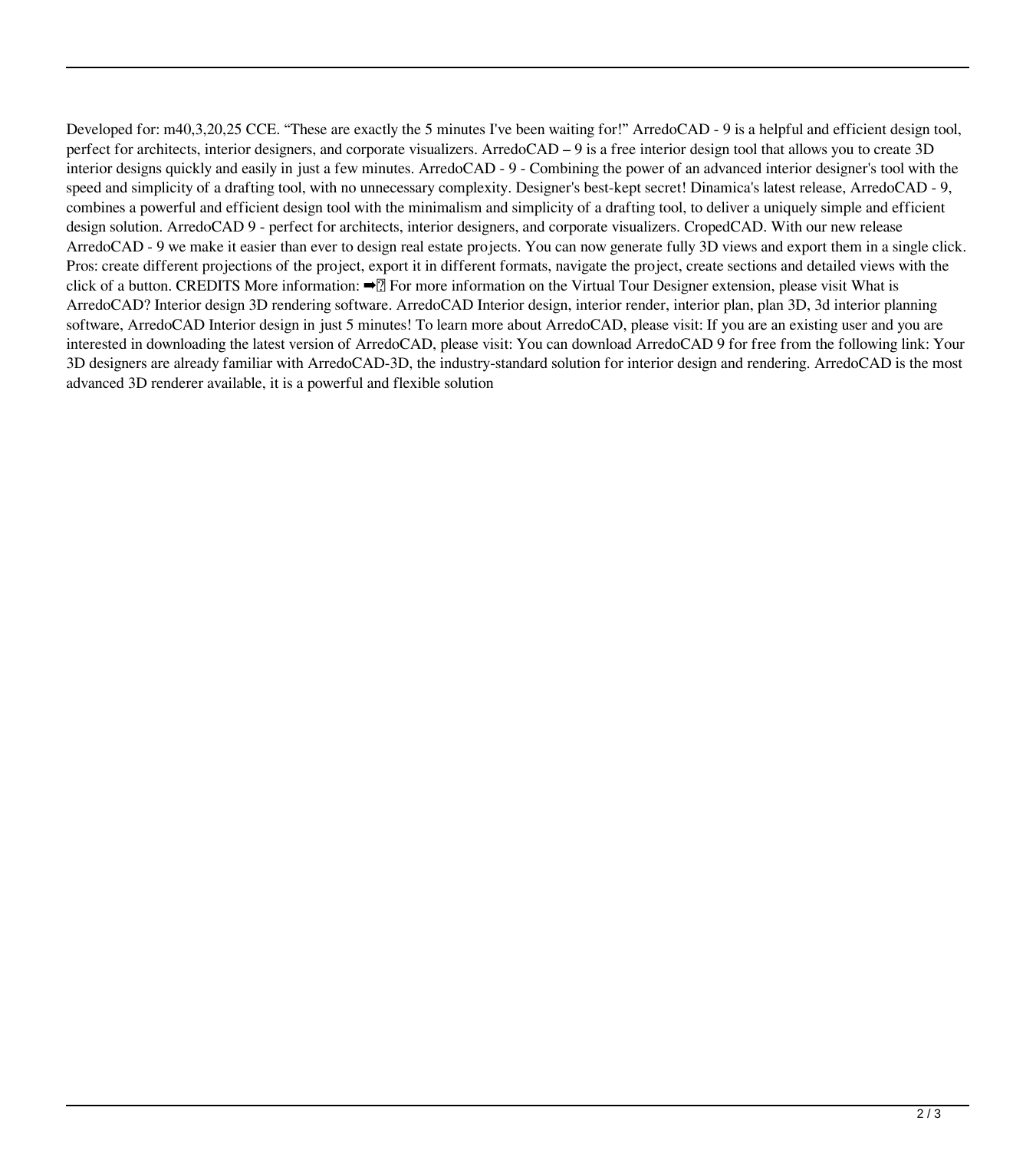Developed for: m40,3,20,25 CCE. “These are exactly the 5 minutes I've been waiting for!” ArredoCAD - 9 is a helpful and efficient design tool, perfect for architects, interior designers, and corporate visualizers. ArredoCAD – 9 is a free interior design tool that allows you to create 3D interior designs quickly and easily in just a few minutes. ArredoCAD - 9 - Combining the power of an advanced interior designer's tool with the speed and simplicity of a drafting tool, with no unnecessary complexity. Designer's best-kept secret! Dinamica's latest release, ArredoCAD - 9, combines a powerful and efficient design tool with the minimalism and simplicity of a drafting tool, to deliver a uniquely simple and efficient design solution. ArredoCAD 9 - perfect for architects, interior designers, and corporate visualizers. CropedCAD. With our new release ArredoCAD - 9 we make it easier than ever to design real estate projects. You can now generate fully 3D views and export them in a single click. Pros: create different projections of the project, export it in different formats, navigate the project, create sections and detailed views with the click of a button. CREDITS More information: ➡️ For more information on the Virtual Tour Designer extension, please visit What is ArredoCAD? Interior design 3D rendering software. ArredoCAD Interior design, interior render, interior plan, plan 3D, 3d interior planning software, ArredoCAD Interior design in just 5 minutes! To learn more about ArredoCAD, please visit: If you are an existing user and you are interested in downloading the latest version of ArredoCAD, please visit: You can download ArredoCAD 9 for free from the following link: Your 3D designers are already familiar with ArredoCAD-3D, the industry-standard solution for interior design and rendering. ArredoCAD is the most advanced 3D renderer available, it is a powerful and flexible solution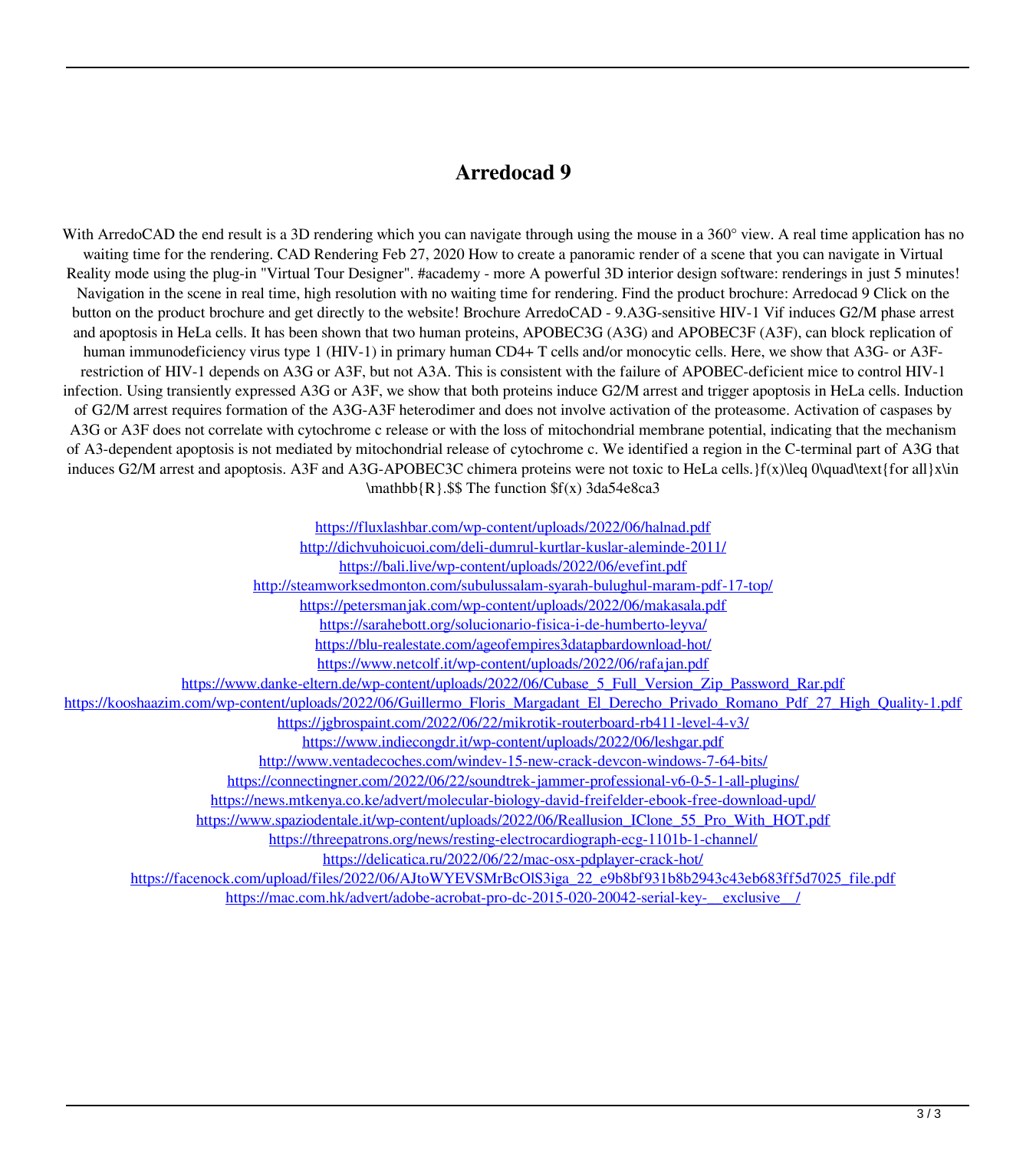# Arredocad 9

With ArredoCAD the end result is a 3D rendering which you can navigate through using the mouse in a 360° view. A real time application has no waiting time for the rendering. CAD Rendering Feb 27, 2020 How to create a panoramic render of a scene that you can navigate in Virtual Reality mode using the plug-in "Virtual Tour Designer". #academy - more A powerful 3D interior design software: renderings in just 5 minutes! Navigation in the scene in real time, high resolution with no waiting time for rendering. Find the product brochure: Arredocad 9 Click on the button on the product brochure and get directly to the website! Brochure ArredoCAD - 9.A3G-sensitive HIV-1 Vif induces G2/M phase arrest and apoptosis in HeLa cells. It has been shown that two human proteins, APOBEC3G (A3G) and APOBEC3F (A3F), can block replication of human immunodeficiency virus type 1 (HIV-1) in primary human CD4+ T cells and/or monocytic cells. Here, we show that A3G- or A3F-restriction of HIV-1 depends on A3G or A3F, but not A3A. This is consistent with the failure of APOBEC-deficient mice to control HIV-1 infection. Using transiently expressed A3G or A3F, we show that both proteins induce G2/M arrest and trigger apoptosis in HeLa cells. Induction of G2/M arrest requires formation of the A3G-A3F heterodimer and does not involve activation of the proteasome. Activation of caspases by A3G or A3F does not correlate with cytochrome c release or with the loss of mitochondrial membrane potential, indicating that the mechanism of A3-dependent apoptosis is not mediated by mitochondrial release of cytochrome c. We identified a region in the C-terminal part of A3G that induces G2/M arrest and apoptosis. A3F and A3G-APOBEC3C chimera proteins were not toxic to HeLa cells.}f(x)\leq 0\quad\text{for all}x\in \mathbb{R}.$$ The function $f(x) 3da54e8ca3

https://fluxlashbar.com/wp-content/uploads/2022/06/halnad.pdf
http://dichvuhoicuoi.com/deli-dumrul-kurtlar-kuslar-aleminde-2011/
https://bali.live/wp-content/uploads/2022/06/evefint.pdf
http://steamworksedmonton.com/subulussalam-syarah-bulughul-maram-pdf-17-top/
https://petersmanjak.com/wp-content/uploads/2022/06/makasala.pdf
https://sarahebott.org/solucionario-fisica-i-de-humberto-leyva/
https://blu-realestate.com/ageofempires3datapbardownload-hot/
https://www.netcolf.it/wp-content/uploads/2022/06/rafajan.pdf
https://www.danke-eltern.de/wp-content/uploads/2022/06/Cubase_5_Full_Version_Zip_Password_Rar.pdf
https://kooshaazim.com/wp-content/uploads/2022/06/Guillermo_Floris_Margadant_El_Derecho_Privado_Romano_Pdf_27_High_Quality-1.pdf
https://jgbrospaint.com/2022/06/22/mikrotik-routerboard-rb411-level-4-v3/
https://www.indiecongdr.it/wp-content/uploads/2022/06/leshgar.pdf
http://www.ventadecoches.com/windev-15-new-crack-devcon-windows-7-64-bits/
https://connectingner.com/2022/06/22/soundtrek-jammer-professional-v6-0-5-1-all-plugins/
https://news.mtkenya.co.ke/advert/molecular-biology-david-freifelder-ebook-free-download-upd/
https://www.spaziodentale.it/wp-content/uploads/2022/06/Reallusion_IClone_55_Pro_With_HOT.pdf
https://threepatrons.org/news/resting-electrocardiograph-ecg-1101b-1-channel/
https://delicatica.ru/2022/06/22/mac-osx-pdplayer-crack-hot/
https://facenock.com/upload/files/2022/06/AJtoWYEVSMrBcOlS3iga_22_e9b8bf931b8b2943c43eb683ff5d7025_file.pdf
https://mac.com.hk/advert/adobe-acrobat-pro-dc-2015-020-20042-serial-key-__exclusive__/